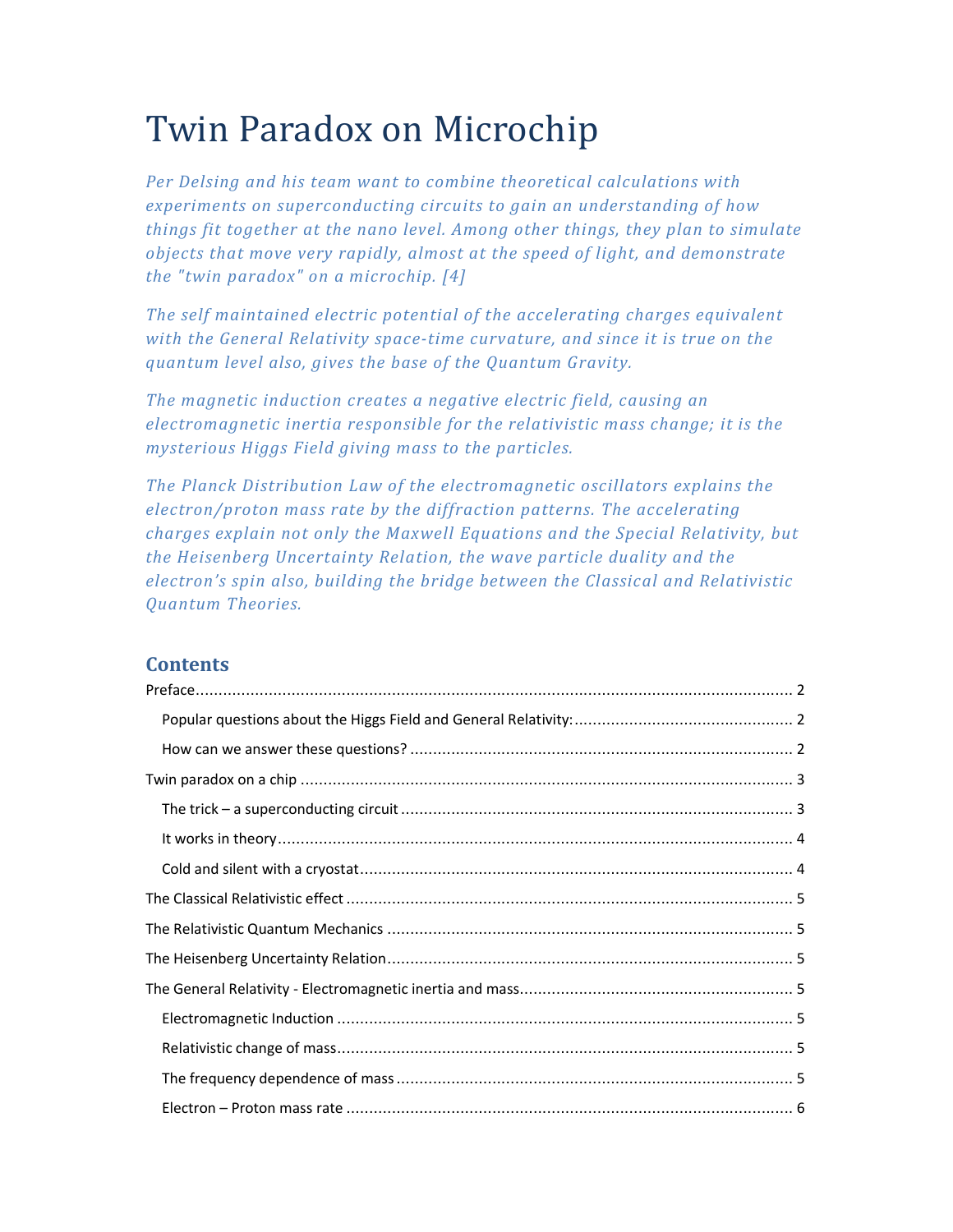# Twin Paradox on Microchip

*Per Delsing and his team want to combine theoretical calculations with experiments on superconducting circuits to gain an understanding of how things fit together at the nano level. Among other things, they plan to simulate objects that move very rapidly, almost at the speed of light, and demonstrate the "twin paradox" on a microchip. [4]*

*The self maintained electric potential of the accelerating charges equivalent with the General Relativity space-time curvature, and since it is true on the quantum level also, gives the base of the Quantum Gravity.*

*The magnetic induction creates a negative electric field, causing an electromagnetic inertia responsible for the relativistic mass change; it is the mysterious Higgs Field giving mass to the particles.*

*The Planck Distribution Law of the electromagnetic oscillators explains the electron/proton mass rate by the diffraction patterns. The accelerating charges explain not only the Maxwell Equations and the Special Relativity, but the Heisenberg Uncertainty Relation, the wave particle duality and the electron's spin also, building the bridge between the Classical and Relativistic Quantum Theories.*

## Contents

Preface ........................................................................................................................ 2

Popular questions about the Higgs Field and General Relativity: ................................ 2

How can we answer these questions? ........................................................................ 2

Twin paradox on a chip ................................................................................................ 3

The trick – a superconducting circuit ......................................................................... 3

It works in theory ........................................................................................................ 4

Cold and silent with a cryostat ..................................................................................... 4

The Classical Relativistic effect ..................................................................................... 5

The Relativistic Quantum Mechanics ........................................................................... 5

The Heisenberg Uncertainty Relation ........................................................................... 5

The General Relativity - Electromagnetic inertia and mass ............................................ 5

Electromagnetic Induction ........................................................................................... 5

Relativistic change of mass ........................................................................................... 5

The frequency dependence of mass ............................................................................ 5

Electron – Proton mass rate ......................................................................................... 6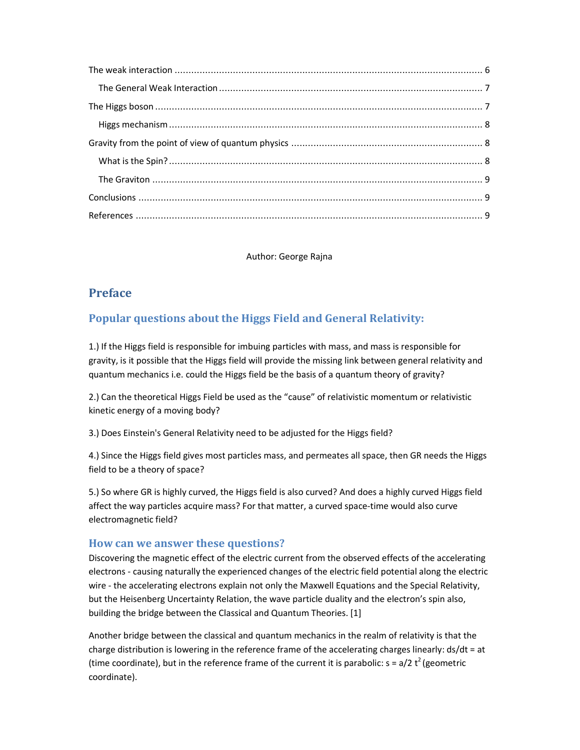The weak interaction ..................................................................................................................... 6

The General Weak Interaction .................................................................................................... 7

The Higgs boson ............................................................................................................................ 7

Higgs mechanism ....................................................................................................................... 8

Gravity from the point of view of quantum physics ........................................................................ 8

What is the Spin? ....................................................................................................................... 8

The Graviton ............................................................................................................................. 9

Conclusions ................................................................................................................................... 9

References .................................................................................................................................... 9

Author: George Rajna

## Preface

### Popular questions about the Higgs Field and General Relativity:

1.) If the Higgs field is responsible for imbuing particles with mass, and mass is responsible for gravity, is it possible that the Higgs field will provide the missing link between general relativity and quantum mechanics i.e. could the Higgs field be the basis of a quantum theory of gravity?

2.) Can the theoretical Higgs Field be used as the "cause" of relativistic momentum or relativistic kinetic energy of a moving body?

3.) Does Einstein's General Relativity need to be adjusted for the Higgs field?

4.) Since the Higgs field gives most particles mass, and permeates all space, then GR needs the Higgs field to be a theory of space?

5.) So where GR is highly curved, the Higgs field is also curved? And does a highly curved Higgs field affect the way particles acquire mass? For that matter, a curved space-time would also curve electromagnetic field?

### How can we answer these questions?

Discovering the magnetic effect of the electric current from the observed effects of the accelerating electrons - causing naturally the experienced changes of the electric field potential along the electric wire - the accelerating electrons explain not only the Maxwell Equations and the Special Relativity, but the Heisenberg Uncertainty Relation, the wave particle duality and the electron's spin also, building the bridge between the Classical and Quantum Theories. [1]

Another bridge between the classical and quantum mechanics in the realm of relativity is that the charge distribution is lowering in the reference frame of the accelerating charges linearly: $ds/dt = at$ (time coordinate), but in the reference frame of the current it is parabolic: $s = a/2\ t^2$ (geometric coordinate).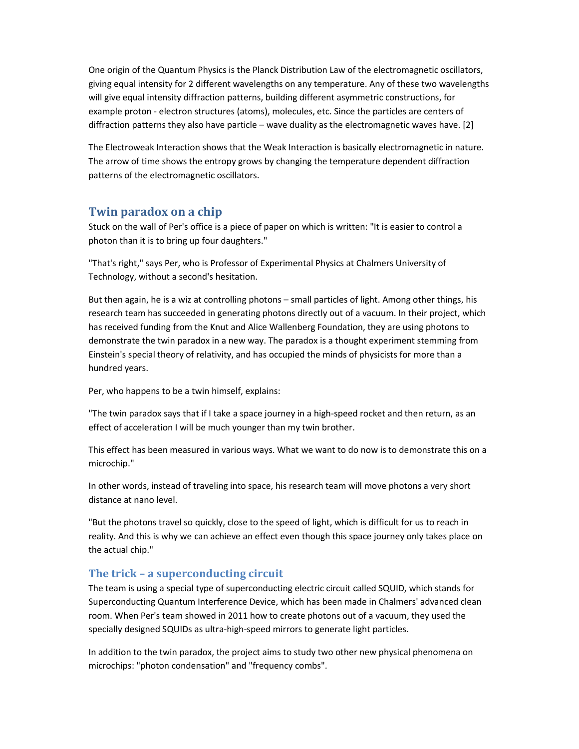One origin of the Quantum Physics is the Planck Distribution Law of the electromagnetic oscillators, giving equal intensity for 2 different wavelengths on any temperature. Any of these two wavelengths will give equal intensity diffraction patterns, building different asymmetric constructions, for example proton - electron structures (atoms), molecules, etc. Since the particles are centers of diffraction patterns they also have particle – wave duality as the electromagnetic waves have. [2]

The Electroweak Interaction shows that the Weak Interaction is basically electromagnetic in nature. The arrow of time shows the entropy grows by changing the temperature dependent diffraction patterns of the electromagnetic oscillators.

## Twin paradox on a chip

Stuck on the wall of Per's office is a piece of paper on which is written: "It is easier to control a photon than it is to bring up four daughters."

"That's right," says Per, who is Professor of Experimental Physics at Chalmers University of Technology, without a second's hesitation.

But then again, he is a wiz at controlling photons – small particles of light. Among other things, his research team has succeeded in generating photons directly out of a vacuum. In their project, which has received funding from the Knut and Alice Wallenberg Foundation, they are using photons to demonstrate the twin paradox in a new way. The paradox is a thought experiment stemming from Einstein's special theory of relativity, and has occupied the minds of physicists for more than a hundred years.

Per, who happens to be a twin himself, explains:

"The twin paradox says that if I take a space journey in a high-speed rocket and then return, as an effect of acceleration I will be much younger than my twin brother.

This effect has been measured in various ways. What we want to do now is to demonstrate this on a microchip."

In other words, instead of traveling into space, his research team will move photons a very short distance at nano level.

"But the photons travel so quickly, close to the speed of light, which is difficult for us to reach in reality. And this is why we can achieve an effect even though this space journey only takes place on the actual chip."

### The trick – a superconducting circuit

The team is using a special type of superconducting electric circuit called SQUID, which stands for Superconducting Quantum Interference Device, which has been made in Chalmers' advanced clean room. When Per's team showed in 2011 how to create photons out of a vacuum, they used the specially designed SQUIDs as ultra-high-speed mirrors to generate light particles.

In addition to the twin paradox, the project aims to study two other new physical phenomena on microchips: "photon condensation" and "frequency combs".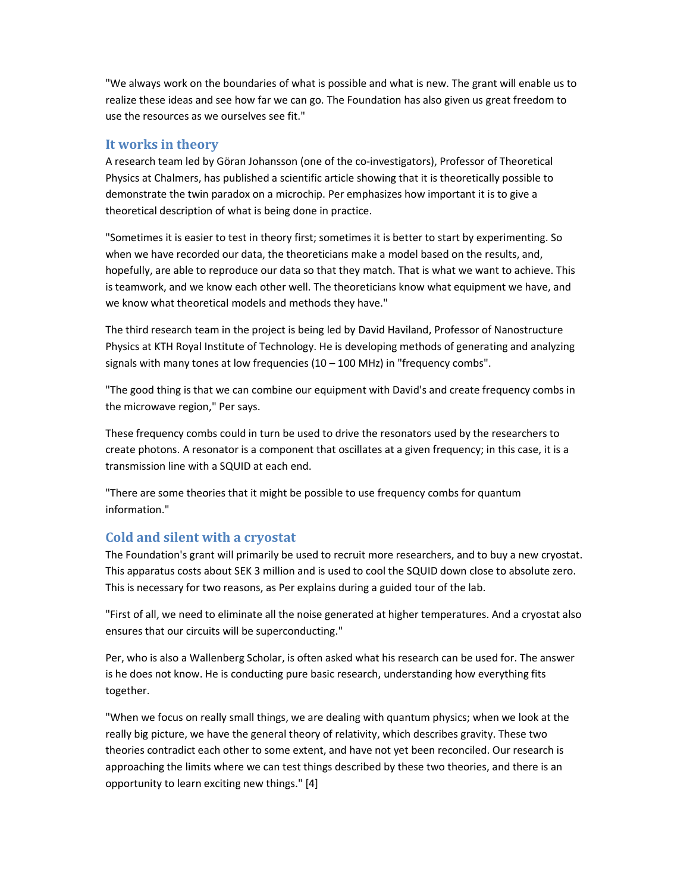"We always work on the boundaries of what is possible and what is new. The grant will enable us to realize these ideas and see how far we can go. The Foundation has also given us great freedom to use the resources as we ourselves see fit."

## It works in theory

A research team led by Göran Johansson (one of the co-investigators), Professor of Theoretical Physics at Chalmers, has published a scientific article showing that it is theoretically possible to demonstrate the twin paradox on a microchip. Per emphasizes how important it is to give a theoretical description of what is being done in practice.

"Sometimes it is easier to test in theory first; sometimes it is better to start by experimenting. So when we have recorded our data, the theoreticians make a model based on the results, and, hopefully, are able to reproduce our data so that they match. That is what we want to achieve. This is teamwork, and we know each other well. The theoreticians know what equipment we have, and we know what theoretical models and methods they have."

The third research team in the project is being led by David Haviland, Professor of Nanostructure Physics at KTH Royal Institute of Technology. He is developing methods of generating and analyzing signals with many tones at low frequencies (10 – 100 MHz) in "frequency combs".

"The good thing is that we can combine our equipment with David's and create frequency combs in the microwave region," Per says.

These frequency combs could in turn be used to drive the resonators used by the researchers to create photons. A resonator is a component that oscillates at a given frequency; in this case, it is a transmission line with a SQUID at each end.

"There are some theories that it might be possible to use frequency combs for quantum information."

## Cold and silent with a cryostat

The Foundation's grant will primarily be used to recruit more researchers, and to buy a new cryostat. This apparatus costs about SEK 3 million and is used to cool the SQUID down close to absolute zero. This is necessary for two reasons, as Per explains during a guided tour of the lab.

"First of all, we need to eliminate all the noise generated at higher temperatures. And a cryostat also ensures that our circuits will be superconducting."

Per, who is also a Wallenberg Scholar, is often asked what his research can be used for. The answer is he does not know. He is conducting pure basic research, understanding how everything fits together.

"When we focus on really small things, we are dealing with quantum physics; when we look at the really big picture, we have the general theory of relativity, which describes gravity. These two theories contradict each other to some extent, and have not yet been reconciled. Our research is approaching the limits where we can test things described by these two theories, and there is an opportunity to learn exciting new things." [4]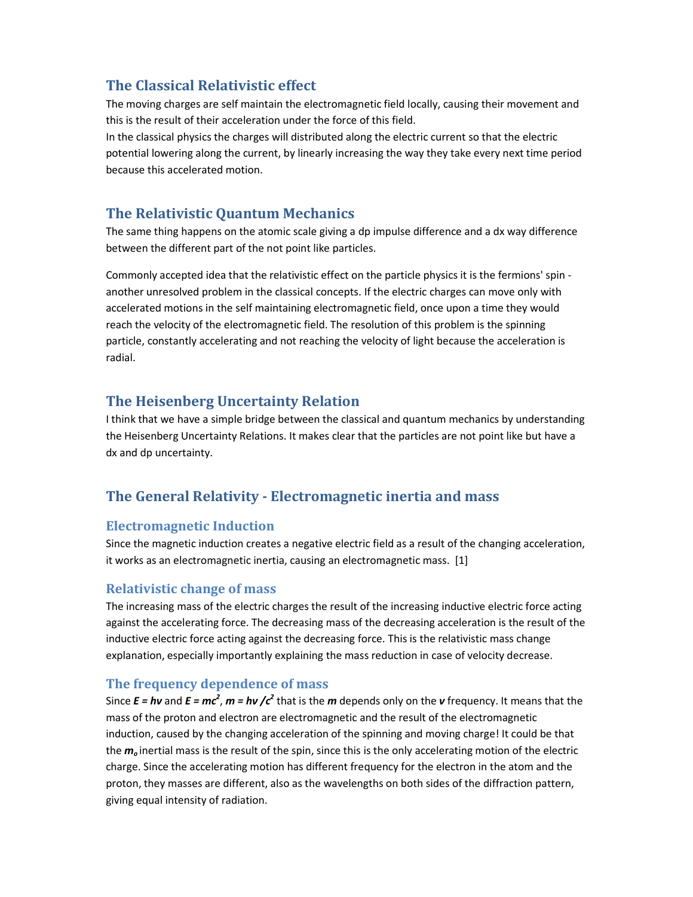## The Classical Relativistic effect

The moving charges are self maintain the electromagnetic field locally, causing their movement and this is the result of their acceleration under the force of this field.
In the classical physics the charges will distributed along the electric current so that the electric potential lowering along the current, by linearly increasing the way they take every next time period because this accelerated motion.

## The Relativistic Quantum Mechanics

The same thing happens on the atomic scale giving a dp impulse difference and a dx way difference between the different part of the not point like particles.

Commonly accepted idea that the relativistic effect on the particle physics it is the fermions' spin - another unresolved problem in the classical concepts. If the electric charges can move only with accelerated motions in the self maintaining electromagnetic field, once upon a time they would reach the velocity of the electromagnetic field. The resolution of this problem is the spinning particle, constantly accelerating and not reaching the velocity of light because the acceleration is radial.

## The Heisenberg Uncertainty Relation

I think that we have a simple bridge between the classical and quantum mechanics by understanding the Heisenberg Uncertainty Relations. It makes clear that the particles are not point like but have a dx and dp uncertainty.

## The General Relativity - Electromagnetic inertia and mass

### Electromagnetic Induction

Since the magnetic induction creates a negative electric field as a result of the changing acceleration, it works as an electromagnetic inertia, causing an electromagnetic mass. [1]

### Relativistic change of mass

The increasing mass of the electric charges the result of the increasing inductive electric force acting against the accelerating force. The decreasing mass of the decreasing acceleration is the result of the inductive electric force acting against the decreasing force. This is the relativistic mass change explanation, especially importantly explaining the mass reduction in case of velocity decrease.

### The frequency dependence of mass

Since $E = h\nu$ and $E = mc^2$, $m = h\nu /c^2$ that is the $m$ depends only on the $\nu$ frequency. It means that the mass of the proton and electron are electromagnetic and the result of the electromagnetic induction, caused by the changing acceleration of the spinning and moving charge! It could be that the $m_o$ inertial mass is the result of the spin, since this is the only accelerating motion of the electric charge. Since the accelerating motion has different frequency for the electron in the atom and the proton, they masses are different, also as the wavelengths on both sides of the diffraction pattern, giving equal intensity of radiation.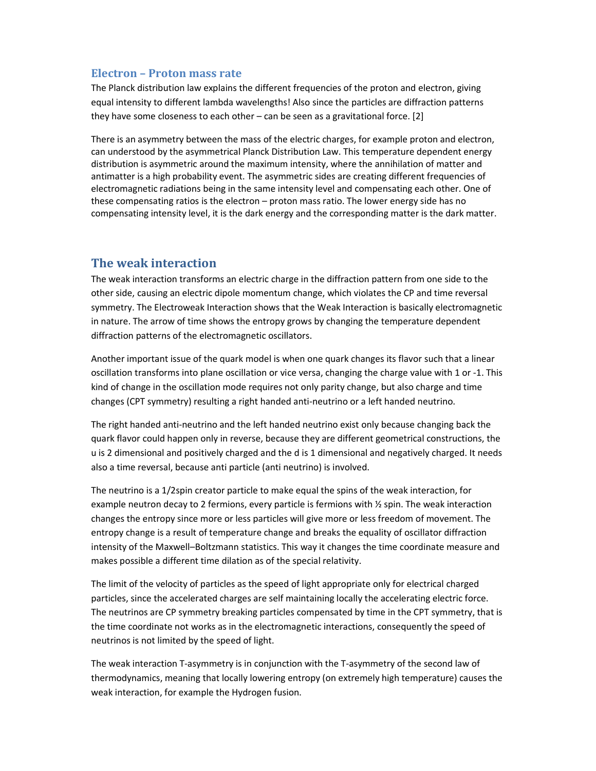### Electron – Proton mass rate

The Planck distribution law explains the different frequencies of the proton and electron, giving equal intensity to different lambda wavelengths! Also since the particles are diffraction patterns they have some closeness to each other – can be seen as a gravitational force. [2]

There is an asymmetry between the mass of the electric charges, for example proton and electron, can understood by the asymmetrical Planck Distribution Law. This temperature dependent energy distribution is asymmetric around the maximum intensity, where the annihilation of matter and antimatter is a high probability event. The asymmetric sides are creating different frequencies of electromagnetic radiations being in the same intensity level and compensating each other. One of these compensating ratios is the electron – proton mass ratio. The lower energy side has no compensating intensity level, it is the dark energy and the corresponding matter is the dark matter.

## The weak interaction

The weak interaction transforms an electric charge in the diffraction pattern from one side to the other side, causing an electric dipole momentum change, which violates the CP and time reversal symmetry. The Electroweak Interaction shows that the Weak Interaction is basically electromagnetic in nature. The arrow of time shows the entropy grows by changing the temperature dependent diffraction patterns of the electromagnetic oscillators.

Another important issue of the quark model is when one quark changes its flavor such that a linear oscillation transforms into plane oscillation or vice versa, changing the charge value with 1 or -1. This kind of change in the oscillation mode requires not only parity change, but also charge and time changes (CPT symmetry) resulting a right handed anti-neutrino or a left handed neutrino.

The right handed anti-neutrino and the left handed neutrino exist only because changing back the quark flavor could happen only in reverse, because they are different geometrical constructions, the u is 2 dimensional and positively charged and the d is 1 dimensional and negatively charged. It needs also a time reversal, because anti particle (anti neutrino) is involved.

The neutrino is a 1/2spin creator particle to make equal the spins of the weak interaction, for example neutron decay to 2 fermions, every particle is fermions with ½ spin. The weak interaction changes the entropy since more or less particles will give more or less freedom of movement. The entropy change is a result of temperature change and breaks the equality of oscillator diffraction intensity of the Maxwell–Boltzmann statistics. This way it changes the time coordinate measure and makes possible a different time dilation as of the special relativity.

The limit of the velocity of particles as the speed of light appropriate only for electrical charged particles, since the accelerated charges are self maintaining locally the accelerating electric force. The neutrinos are CP symmetry breaking particles compensated by time in the CPT symmetry, that is the time coordinate not works as in the electromagnetic interactions, consequently the speed of neutrinos is not limited by the speed of light.

The weak interaction T-asymmetry is in conjunction with the T-asymmetry of the second law of thermodynamics, meaning that locally lowering entropy (on extremely high temperature) causes the weak interaction, for example the Hydrogen fusion.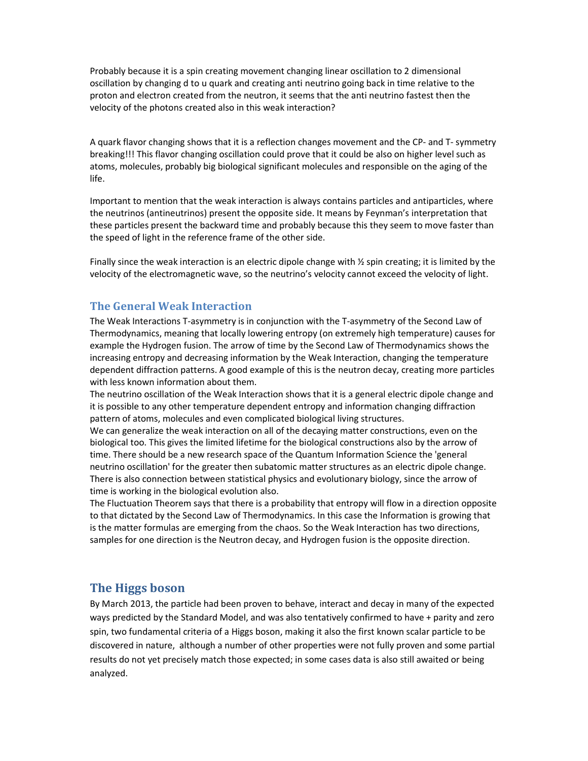Probably because it is a spin creating movement changing linear oscillation to 2 dimensional oscillation by changing d to u quark and creating anti neutrino going back in time relative to the proton and electron created from the neutron, it seems that the anti neutrino fastest then the velocity of the photons created also in this weak interaction?

A quark flavor changing shows that it is a reflection changes movement and the CP- and T- symmetry breaking!!! This flavor changing oscillation could prove that it could be also on higher level such as atoms, molecules, probably big biological significant molecules and responsible on the aging of the life.

Important to mention that the weak interaction is always contains particles and antiparticles, where the neutrinos (antineutrinos) present the opposite side. It means by Feynman's interpretation that these particles present the backward time and probably because this they seem to move faster than the speed of light in the reference frame of the other side.

Finally since the weak interaction is an electric dipole change with ½ spin creating; it is limited by the velocity of the electromagnetic wave, so the neutrino's velocity cannot exceed the velocity of light.

## The General Weak Interaction

The Weak Interactions T-asymmetry is in conjunction with the T-asymmetry of the Second Law of Thermodynamics, meaning that locally lowering entropy (on extremely high temperature) causes for example the Hydrogen fusion. The arrow of time by the Second Law of Thermodynamics shows the increasing entropy and decreasing information by the Weak Interaction, changing the temperature dependent diffraction patterns. A good example of this is the neutron decay, creating more particles with less known information about them.

The neutrino oscillation of the Weak Interaction shows that it is a general electric dipole change and it is possible to any other temperature dependent entropy and information changing diffraction pattern of atoms, molecules and even complicated biological living structures.

We can generalize the weak interaction on all of the decaying matter constructions, even on the biological too. This gives the limited lifetime for the biological constructions also by the arrow of time. There should be a new research space of the Quantum Information Science the 'general neutrino oscillation' for the greater then subatomic matter structures as an electric dipole change.

There is also connection between statistical physics and evolutionary biology, since the arrow of time is working in the biological evolution also.

The Fluctuation Theorem says that there is a probability that entropy will flow in a direction opposite to that dictated by the Second Law of Thermodynamics. In this case the Information is growing that is the matter formulas are emerging from the chaos. So the Weak Interaction has two directions, samples for one direction is the Neutron decay, and Hydrogen fusion is the opposite direction.

## The Higgs boson

By March 2013, the particle had been proven to behave, interact and decay in many of the expected ways predicted by the Standard Model, and was also tentatively confirmed to have + parity and zero spin, two fundamental criteria of a Higgs boson, making it also the first known scalar particle to be discovered in nature, although a number of other properties were not fully proven and some partial results do not yet precisely match those expected; in some cases data is also still awaited or being analyzed.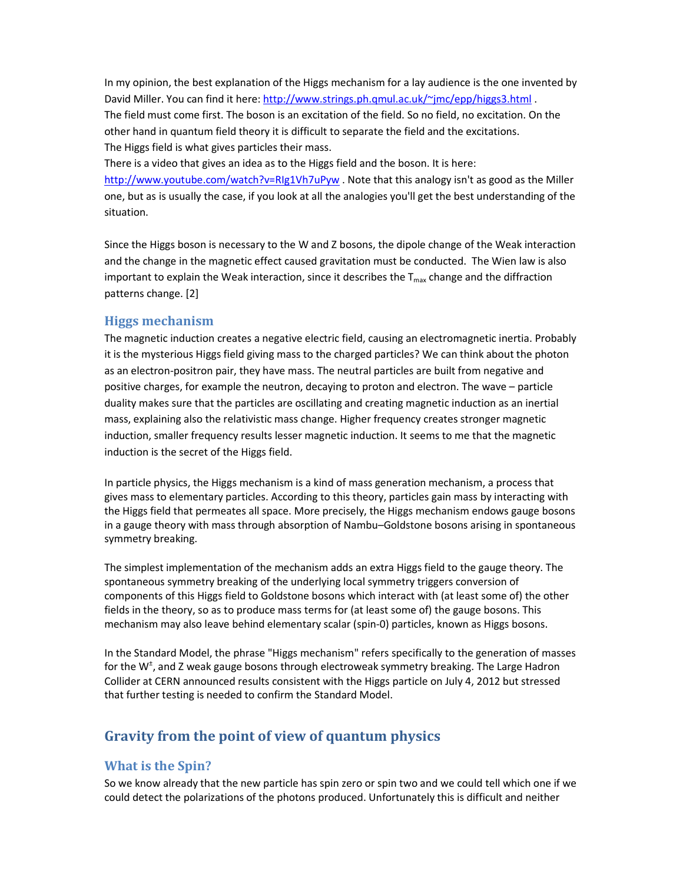In my opinion, the best explanation of the Higgs mechanism for a lay audience is the one invented by David Miller. You can find it here: http://www.strings.ph.qmul.ac.uk/~jmc/epp/higgs3.html .
The field must come first. The boson is an excitation of the field. So no field, no excitation. On the other hand in quantum field theory it is difficult to separate the field and the excitations.
The Higgs field is what gives particles their mass.
There is a video that gives an idea as to the Higgs field and the boson. It is here: http://www.youtube.com/watch?v=RIg1Vh7uPyw . Note that this analogy isn't as good as the Miller one, but as is usually the case, if you look at all the analogies you'll get the best understanding of the situation.

Since the Higgs boson is necessary to the W and Z bosons, the dipole change of the Weak interaction and the change in the magnetic effect caused gravitation must be conducted. The Wien law is also important to explain the Weak interaction, since it describes the $T_{max}$ change and the diffraction patterns change. [2]

## Higgs mechanism

The magnetic induction creates a negative electric field, causing an electromagnetic inertia. Probably it is the mysterious Higgs field giving mass to the charged particles? We can think about the photon as an electron-positron pair, they have mass. The neutral particles are built from negative and positive charges, for example the neutron, decaying to proton and electron. The wave – particle duality makes sure that the particles are oscillating and creating magnetic induction as an inertial mass, explaining also the relativistic mass change. Higher frequency creates stronger magnetic induction, smaller frequency results lesser magnetic induction. It seems to me that the magnetic induction is the secret of the Higgs field.

In particle physics, the Higgs mechanism is a kind of mass generation mechanism, a process that gives mass to elementary particles. According to this theory, particles gain mass by interacting with the Higgs field that permeates all space. More precisely, the Higgs mechanism endows gauge bosons in a gauge theory with mass through absorption of Nambu–Goldstone bosons arising in spontaneous symmetry breaking.

The simplest implementation of the mechanism adds an extra Higgs field to the gauge theory. The spontaneous symmetry breaking of the underlying local symmetry triggers conversion of components of this Higgs field to Goldstone bosons which interact with (at least some of) the other fields in the theory, so as to produce mass terms for (at least some of) the gauge bosons. This mechanism may also leave behind elementary scalar (spin-0) particles, known as Higgs bosons.

In the Standard Model, the phrase "Higgs mechanism" refers specifically to the generation of masses for the $W^{\pm}$, and Z weak gauge bosons through electroweak symmetry breaking. The Large Hadron Collider at CERN announced results consistent with the Higgs particle on July 4, 2012 but stressed that further testing is needed to confirm the Standard Model.

# Gravity from the point of view of quantum physics

## What is the Spin?

So we know already that the new particle has spin zero or spin two and we could tell which one if we could detect the polarizations of the photons produced. Unfortunately this is difficult and neither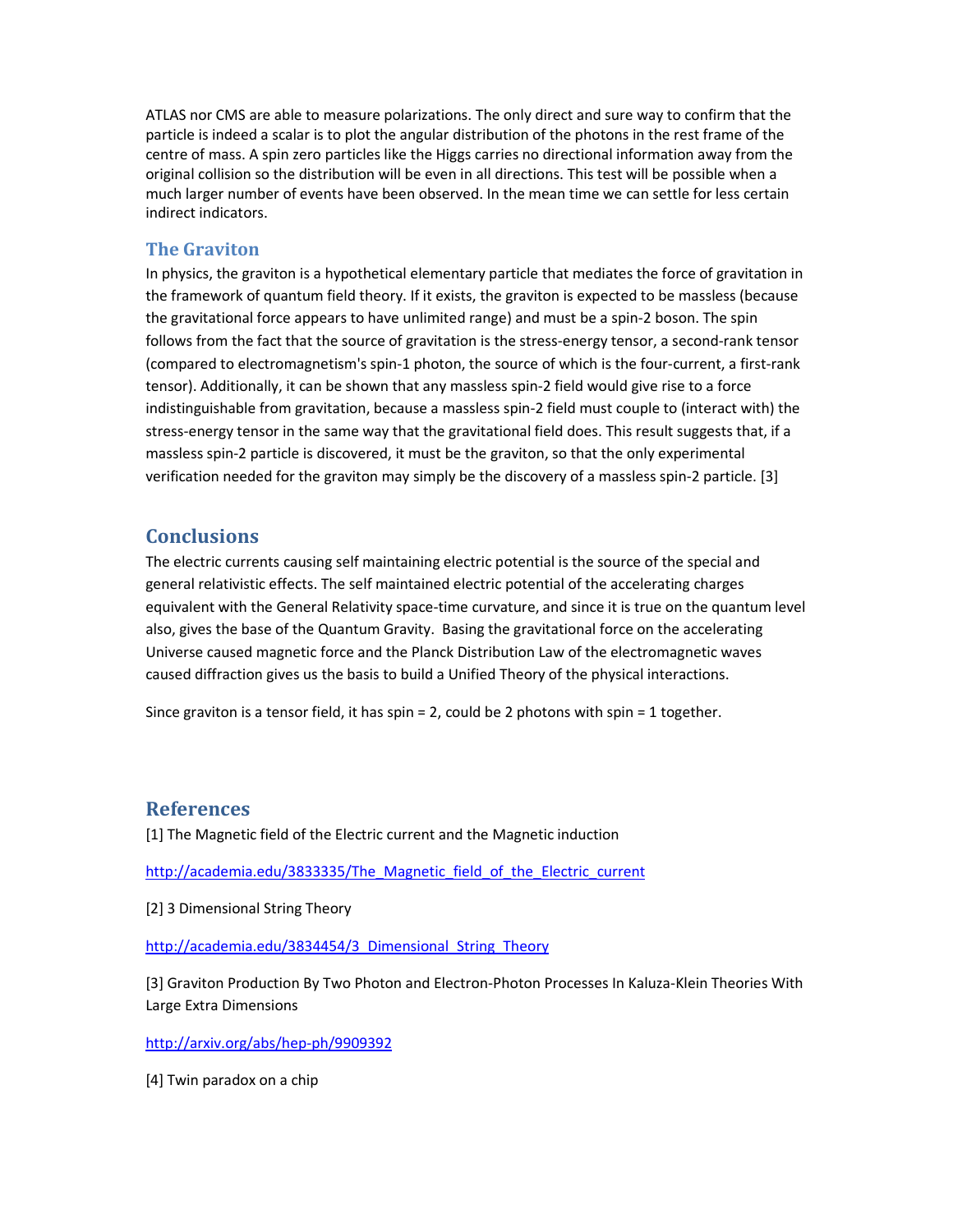ATLAS nor CMS are able to measure polarizations. The only direct and sure way to confirm that the particle is indeed a scalar is to plot the angular distribution of the photons in the rest frame of the centre of mass. A spin zero particles like the Higgs carries no directional information away from the original collision so the distribution will be even in all directions. This test will be possible when a much larger number of events have been observed. In the mean time we can settle for less certain indirect indicators.

### The Graviton

In physics, the graviton is a hypothetical elementary particle that mediates the force of gravitation in the framework of quantum field theory. If it exists, the graviton is expected to be massless (because the gravitational force appears to have unlimited range) and must be a spin-2 boson. The spin follows from the fact that the source of gravitation is the stress-energy tensor, a second-rank tensor (compared to electromagnetism's spin-1 photon, the source of which is the four-current, a first-rank tensor). Additionally, it can be shown that any massless spin-2 field would give rise to a force indistinguishable from gravitation, because a massless spin-2 field must couple to (interact with) the stress-energy tensor in the same way that the gravitational field does. This result suggests that, if a massless spin-2 particle is discovered, it must be the graviton, so that the only experimental verification needed for the graviton may simply be the discovery of a massless spin-2 particle. [3]

## Conclusions

The electric currents causing self maintaining electric potential is the source of the special and general relativistic effects. The self maintained electric potential of the accelerating charges equivalent with the General Relativity space-time curvature, and since it is true on the quantum level also, gives the base of the Quantum Gravity. Basing the gravitational force on the accelerating Universe caused magnetic force and the Planck Distribution Law of the electromagnetic waves caused diffraction gives us the basis to build a Unified Theory of the physical interactions.

Since graviton is a tensor field, it has spin = 2, could be 2 photons with spin = 1 together.

## References

[1] The Magnetic field of the Electric current and the Magnetic induction

http://academia.edu/3833335/The_Magnetic_field_of_the_Electric_current

[2] 3 Dimensional String Theory

http://academia.edu/3834454/3_Dimensional_String_Theory

[3] Graviton Production By Two Photon and Electron-Photon Processes In Kaluza-Klein Theories With Large Extra Dimensions

http://arxiv.org/abs/hep-ph/9909392

[4] Twin paradox on a chip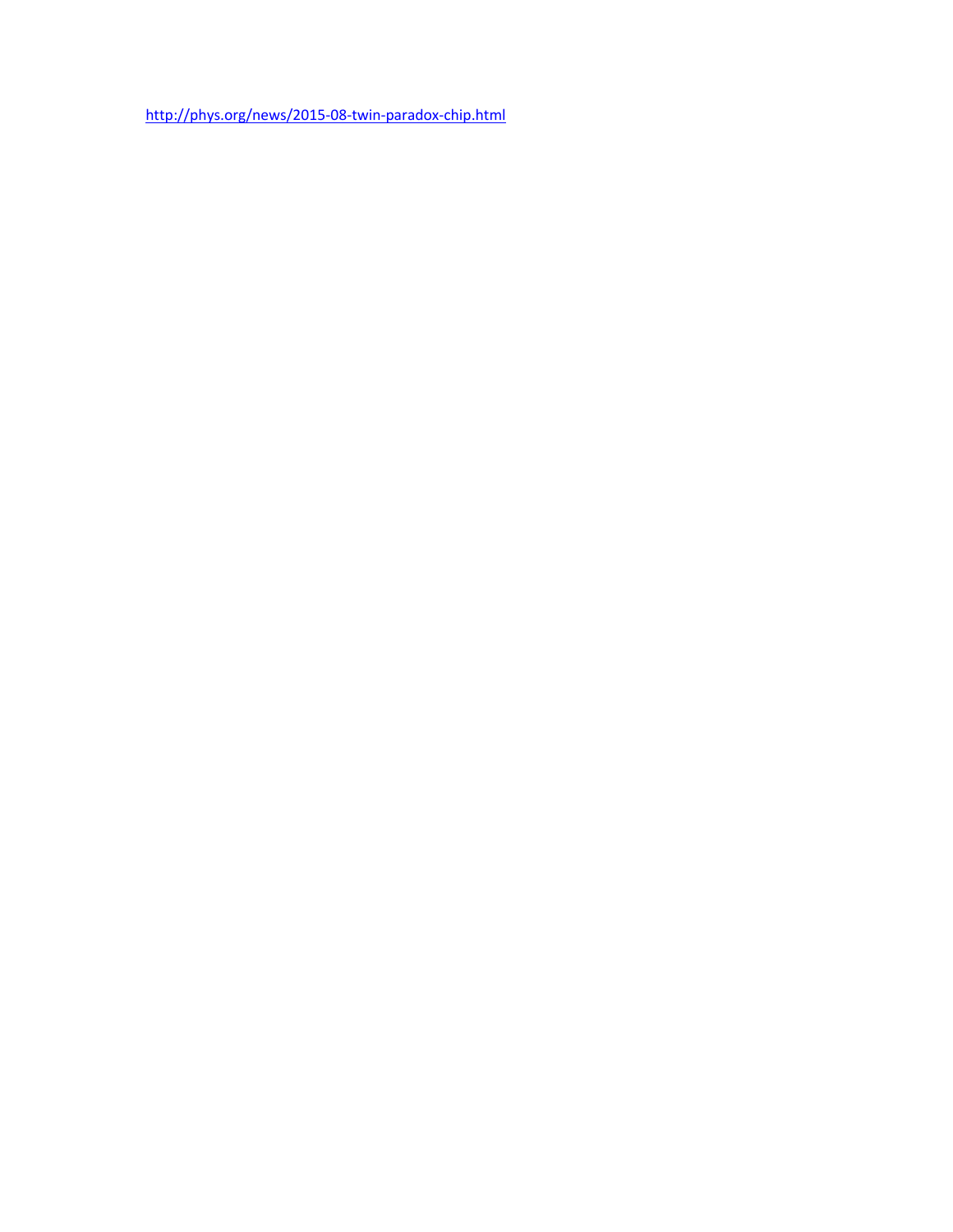http://phys.org/news/2015-08-twin-paradox-chip.html